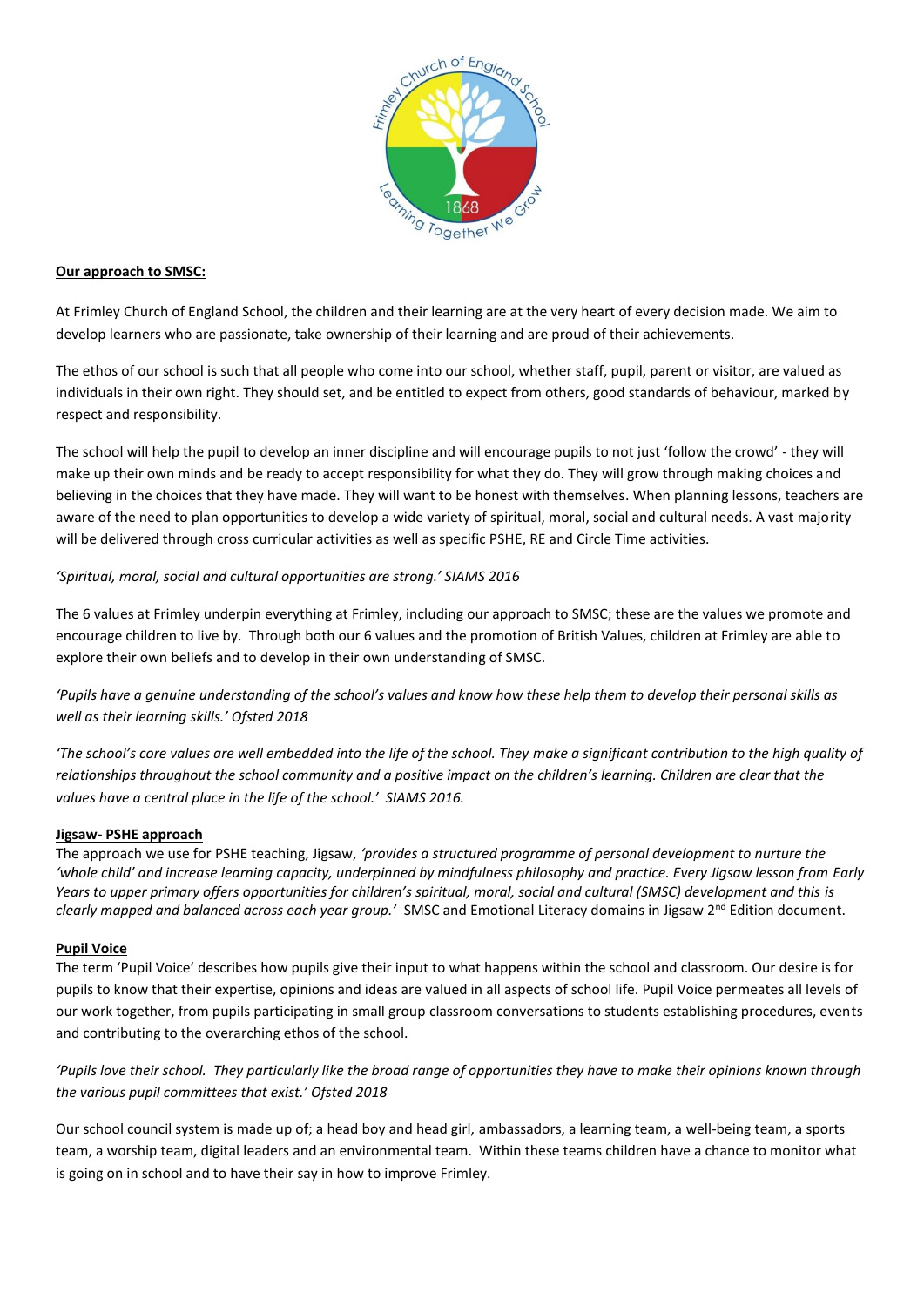## Our approach to SMSC:

At Frimley Church of England School, the children and their learning are at the very heart of every decision made. We aim to develop learners who are passionate, take ownership of their learning and are proud of their achievements.

The ethos of our school is such that all people who come into our school, whether staff, pupil, parent or visitor, are valued as individuals in their own right. They should set, and be entitled to expect from others, good standards of behaviour, marked by respect and responsibility.

The school will help the pupil to develop an inner discipline and will encourage pupils to not just 'follow the crowd' - they will make up their own minds and be ready to accept responsibility for what they do. They will grow through making choices and believing in the choices that they have made. They will want to be honest with themselves. When planning lessons, teachers are aware of the need to plan opportunities to develop a wide variety of spiritual, moral, social and cultural needs. A vast majority will be delivered through cross curricular activities as well as specific PSHE, RE and Circle Time activities.

*'Spiritual, moral, social and cultural opportunities are strong.' SIAMS 2016*

The 6 values at Frimley underpin everything at Frimley, including our approach to SMSC; these are the values we promote and encourage children to live by. Through both our 6 values and the promotion of British Values, children at Frimley are able to explore their own beliefs and to develop in their own understanding of SMSC.

*'Pupils have a genuine understanding of the school's values and know how these help them to develop their personal skills as well as their learning skills.' Ofsted 2018*

*'The school's core values are well embedded into the life of the school. They make a significant contribution to the high quality of relationships throughout the school community and a positive impact on the children's learning. Children are clear that the values have a central place in the life of the school.' SIAMS 2016.*

## Jigsaw- PSHE approach

The approach we use for PSHE teaching, Jigsaw, *'provides a structured programme of personal development to nurture the 'whole child' and increase learning capacity, underpinned by mindfulness philosophy and practice. Every Jigsaw lesson from Early Years to upper primary offers opportunities for children's spiritual, moral, social and cultural (SMSC) development and this is clearly mapped and balanced across each year group.'* SMSC and Emotional Literacy domains in Jigsaw 2nd Edition document.

## Pupil Voice

The term 'Pupil Voice' describes how pupils give their input to what happens within the school and classroom. Our desire is for pupils to know that their expertise, opinions and ideas are valued in all aspects of school life. Pupil Voice permeates all levels of our work together, from pupils participating in small group classroom conversations to students establishing procedures, events and contributing to the overarching ethos of the school.

*'Pupils love their school. They particularly like the broad range of opportunities they have to make their opinions known through the various pupil committees that exist.' Ofsted 2018*

Our school council system is made up of; a head boy and head girl, ambassadors, a learning team, a well-being team, a sports team, a worship team, digital leaders and an environmental team. Within these teams children have a chance to monitor what is going on in school and to have their say in how to improve Frimley.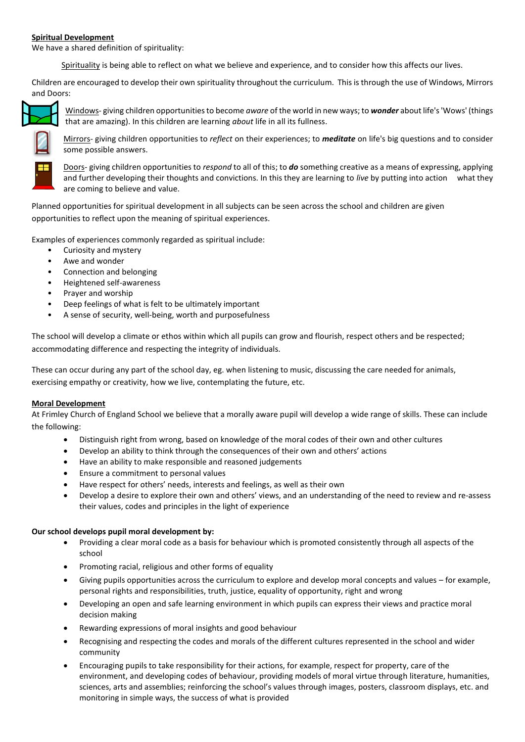## Spiritual Development

We have a shared definition of spirituality:

Spirituality is being able to reflect on what we believe and experience, and to consider how this affects our lives.

Children are encouraged to develop their own spirituality throughout the curriculum. This is through the use of Windows, Mirrors and Doors:

Windows- giving children opportunities to become *aware* of the world in new ways; to ***wonder*** about life's 'Wows' (things that are amazing). In this children are learning *about* life in all its fullness.

Mirrors- giving children opportunities to *reflect* on their experiences; to ***meditate*** on life's big questions and to consider some possible answers.

Doors- giving children opportunities to *respond* to all of this; to ***do*** something creative as a means of expressing, applying and further developing their thoughts and convictions. In this they are learning to *live* by putting into action what they are coming to believe and value.

Planned opportunities for spiritual development in all subjects can be seen across the school and children are given opportunities to reflect upon the meaning of spiritual experiences.

Examples of experiences commonly regarded as spiritual include:

- Curiosity and mystery
- Awe and wonder
- Connection and belonging
- Heightened self-awareness
- Prayer and worship
- Deep feelings of what is felt to be ultimately important
- A sense of security, well-being, worth and purposefulness

The school will develop a climate or ethos within which all pupils can grow and flourish, respect others and be respected; accommodating difference and respecting the integrity of individuals.

These can occur during any part of the school day, eg. when listening to music, discussing the care needed for animals, exercising empathy or creativity, how we live, contemplating the future, etc.

## Moral Development

At Frimley Church of England School we believe that a morally aware pupil will develop a wide range of skills. These can include the following:

- Distinguish right from wrong, based on knowledge of the moral codes of their own and other cultures
- Develop an ability to think through the consequences of their own and others' actions
- Have an ability to make responsible and reasoned judgements
- Ensure a commitment to personal values
- Have respect for others' needs, interests and feelings, as well as their own
- Develop a desire to explore their own and others' views, and an understanding of the need to review and re-assess their values, codes and principles in the light of experience

**Our school develops pupil moral development by:**

- Providing a clear moral code as a basis for behaviour which is promoted consistently through all aspects of the school
- Promoting racial, religious and other forms of equality
- Giving pupils opportunities across the curriculum to explore and develop moral concepts and values – for example, personal rights and responsibilities, truth, justice, equality of opportunity, right and wrong
- Developing an open and safe learning environment in which pupils can express their views and practice moral decision making
- Rewarding expressions of moral insights and good behaviour
- Recognising and respecting the codes and morals of the different cultures represented in the school and wider community
- Encouraging pupils to take responsibility for their actions, for example, respect for property, care of the environment, and developing codes of behaviour, providing models of moral virtue through literature, humanities, sciences, arts and assemblies; reinforcing the school's values through images, posters, classroom displays, etc. and monitoring in simple ways, the success of what is provided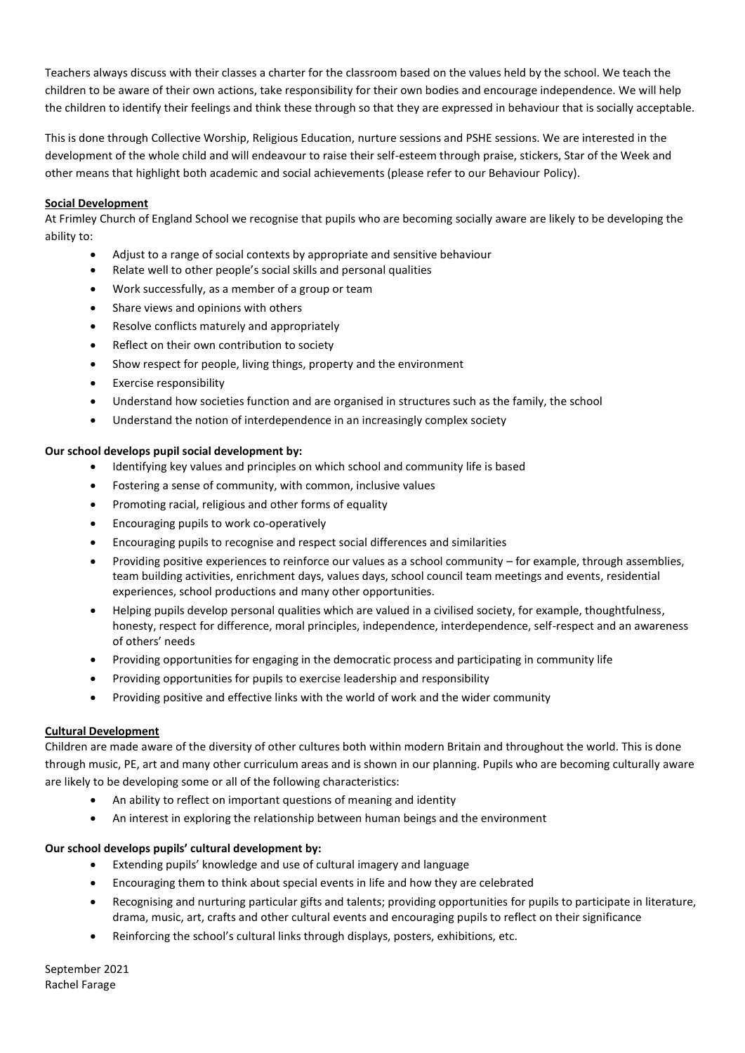Teachers always discuss with their classes a charter for the classroom based on the values held by the school. We teach the children to be aware of their own actions, take responsibility for their own bodies and encourage independence. We will help the children to identify their feelings and think these through so that they are expressed in behaviour that is socially acceptable.

This is done through Collective Worship, Religious Education, nurture sessions and PSHE sessions. We are interested in the development of the whole child and will endeavour to raise their self-esteem through praise, stickers, Star of the Week and other means that highlight both academic and social achievements (please refer to our Behaviour Policy).

**Social Development**

At Frimley Church of England School we recognise that pupils who are becoming socially aware are likely to be developing the ability to:

- Adjust to a range of social contexts by appropriate and sensitive behaviour
- Relate well to other people's social skills and personal qualities
- Work successfully, as a member of a group or team
- Share views and opinions with others
- Resolve conflicts maturely and appropriately
- Reflect on their own contribution to society
- Show respect for people, living things, property and the environment
- Exercise responsibility
- Understand how societies function and are organised in structures such as the family, the school
- Understand the notion of interdependence in an increasingly complex society

**Our school develops pupil social development by:**

- Identifying key values and principles on which school and community life is based
- Fostering a sense of community, with common, inclusive values
- Promoting racial, religious and other forms of equality
- Encouraging pupils to work co-operatively
- Encouraging pupils to recognise and respect social differences and similarities
- Providing positive experiences to reinforce our values as a school community – for example, through assemblies, team building activities, enrichment days, values days, school council team meetings and events, residential experiences, school productions and many other opportunities.
- Helping pupils develop personal qualities which are valued in a civilised society, for example, thoughtfulness, honesty, respect for difference, moral principles, independence, interdependence, self-respect and an awareness of others' needs
- Providing opportunities for engaging in the democratic process and participating in community life
- Providing opportunities for pupils to exercise leadership and responsibility
- Providing positive and effective links with the world of work and the wider community

**Cultural Development**

Children are made aware of the diversity of other cultures both within modern Britain and throughout the world. This is done through music, PE, art and many other curriculum areas and is shown in our planning. Pupils who are becoming culturally aware are likely to be developing some or all of the following characteristics:

- An ability to reflect on important questions of meaning and identity
- An interest in exploring the relationship between human beings and the environment

**Our school develops pupils' cultural development by:**

- Extending pupils' knowledge and use of cultural imagery and language
- Encouraging them to think about special events in life and how they are celebrated
- Recognising and nurturing particular gifts and talents; providing opportunities for pupils to participate in literature, drama, music, art, crafts and other cultural events and encouraging pupils to reflect on their significance
- Reinforcing the school's cultural links through displays, posters, exhibitions, etc.

September 2021
Rachel Farage